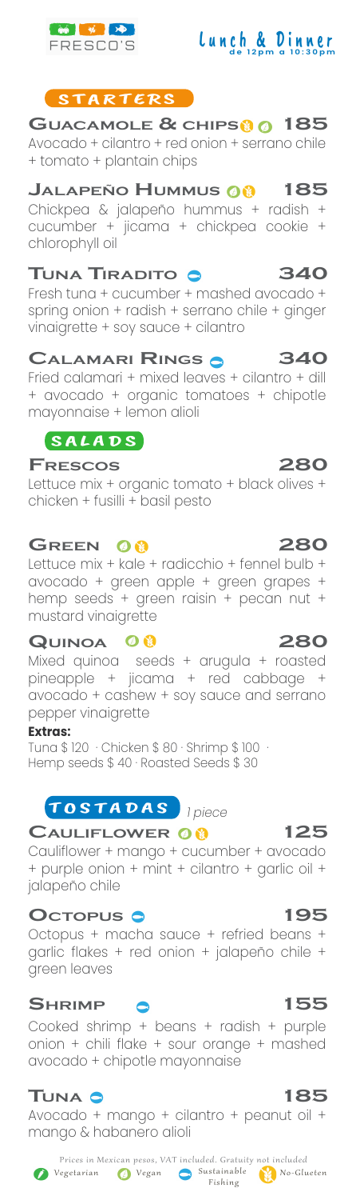FRESCO'S

**Lunch & Dinner**
de 12pm a 10:30pm

## STARTERS

### Guacamole & chips — 185
Avocado + cilantro + red onion + serrano chile + tomato + plantain chips

### Jalapeño Hummus — 185
Chickpea & jalapeño hummus + radish + cucumber + jicama + chickpea cookie + chlorophyll oil

### Tuna Tiradito — 340
Fresh tuna + cucumber + mashed avocado + spring onion + radish + serrano chile + ginger vinaigrette + soy sauce + cilantro

### Calamari Rings — 340
Fried calamari + mixed leaves + cilantro + dill + avocado + organic tomatoes + chipotle mayonnaise + lemon alioli

## SALADS

### Frescos — 280
Lettuce mix + organic tomato + black olives + chicken + fusilli + basil pesto

### Green — 280
Lettuce mix + kale + radicchio + fennel bulb + avocado + green apple + green grapes + hemp seeds + green raisin + pecan nut + mustard vinaigrette

### Quinoa — 280
Mixed quinoa seeds + arugula + roasted pineapple + jicama + red cabbage + avocado + cashew + soy sauce and serrano pepper vinaigrette

**Extras:**
Tuna $ 120 · Chicken $ 80 · Shrimp $ 100 · Hemp seeds $ 40 · Roasted Seeds $ 30

## TOSTADAS *1 piece*

### Cauliflower — 125
Cauliflower + mango + cucumber + avocado + purple onion + mint + cilantro + garlic oil + jalapeño chile

### Octopus — 195
Octopus + macha sauce + refried beans + garlic flakes + red onion + jalapeño chile + green leaves

### Shrimp — 155
Cooked shrimp + beans + radish + purple onion + chili flake + sour orange + mashed avocado + chipotle mayonnaise

### Tuna — 185
Avocado + mango + cilantro + peanut oil + mango & habanero alioli

Prices in Mexican pesos, VAT included. Gratuity not included

Vegetarian · Vegan · Sustainable Fishing · No-Glueten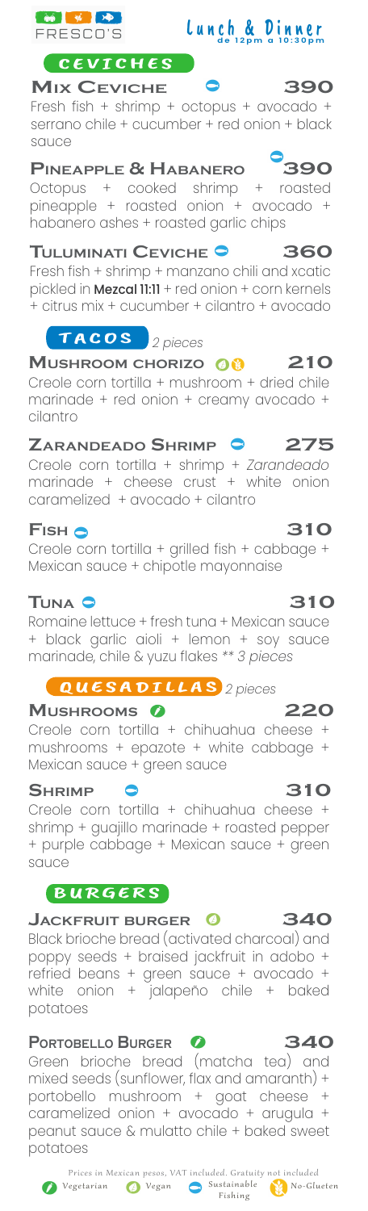FRESCO'S

Lunch & Dinner
de 12pm a 10:30pm

## CEVICHES

### Mix Ceviche — 390

Fresh fish + shrimp + octopus + avocado + serrano chile + cucumber + red onion + black sauce

### Pineapple & Habanero — 390

Octopus + cooked shrimp + roasted pineapple + roasted onion + avocado + habanero ashes + roasted garlic chips

### Tuluminati Ceviche — 360

Fresh fish + shrimp + manzano chili and xcatic pickled in **Mezcal 11:11** + red onion + corn kernels + citrus mix + cucumber + cilantro + avocado

## TACOS *2 pieces*

### Mushroom chorizo — 210

Creole corn tortilla + mushroom + dried chile marinade + red onion + creamy avocado + cilantro

### Zarandeado Shrimp — 275

Creole corn tortilla + shrimp + *Zarandeado* marinade + cheese crust + white onion caramelized + avocado + cilantro

### Fish — 310

Creole corn tortilla + grilled fish + cabbage + Mexican sauce + chipotle mayonnaise

### Tuna — 310

Romaine lettuce + fresh tuna + Mexican sauce + black garlic aioli + lemon + soy sauce marinade, chile & yuzu flakes *** 3 pieces*

## QUESADILLAS *2 pieces*

### Mushrooms — 220

Creole corn tortilla + chihuahua cheese + mushrooms + epazote + white cabbage + Mexican sauce + green sauce

### Shrimp — 310

Creole corn tortilla + chihuahua cheese + shrimp + guajillo marinade + roasted pepper + purple cabbage + Mexican sauce + green sauce

## BURGERS

### Jackfruit burger — 340

Black brioche bread (activated charcoal) and poppy seeds + braised jackfruit in adobo + refried beans + green sauce + avocado + white onion + jalapeño chile + baked potatoes

### Portobello Burger — 340

Green brioche bread (matcha tea) and mixed seeds (sunflower, flax and amaranth) + portobello mushroom + goat cheese + caramelized onion + avocado + arugula + peanut sauce & mulatto chile + baked sweet potatoes

*Prices in Mexican pesos, VAT included. Gratuity not included*

Vegetarian · Vegan · Sustainable Fishing · No-Glueten